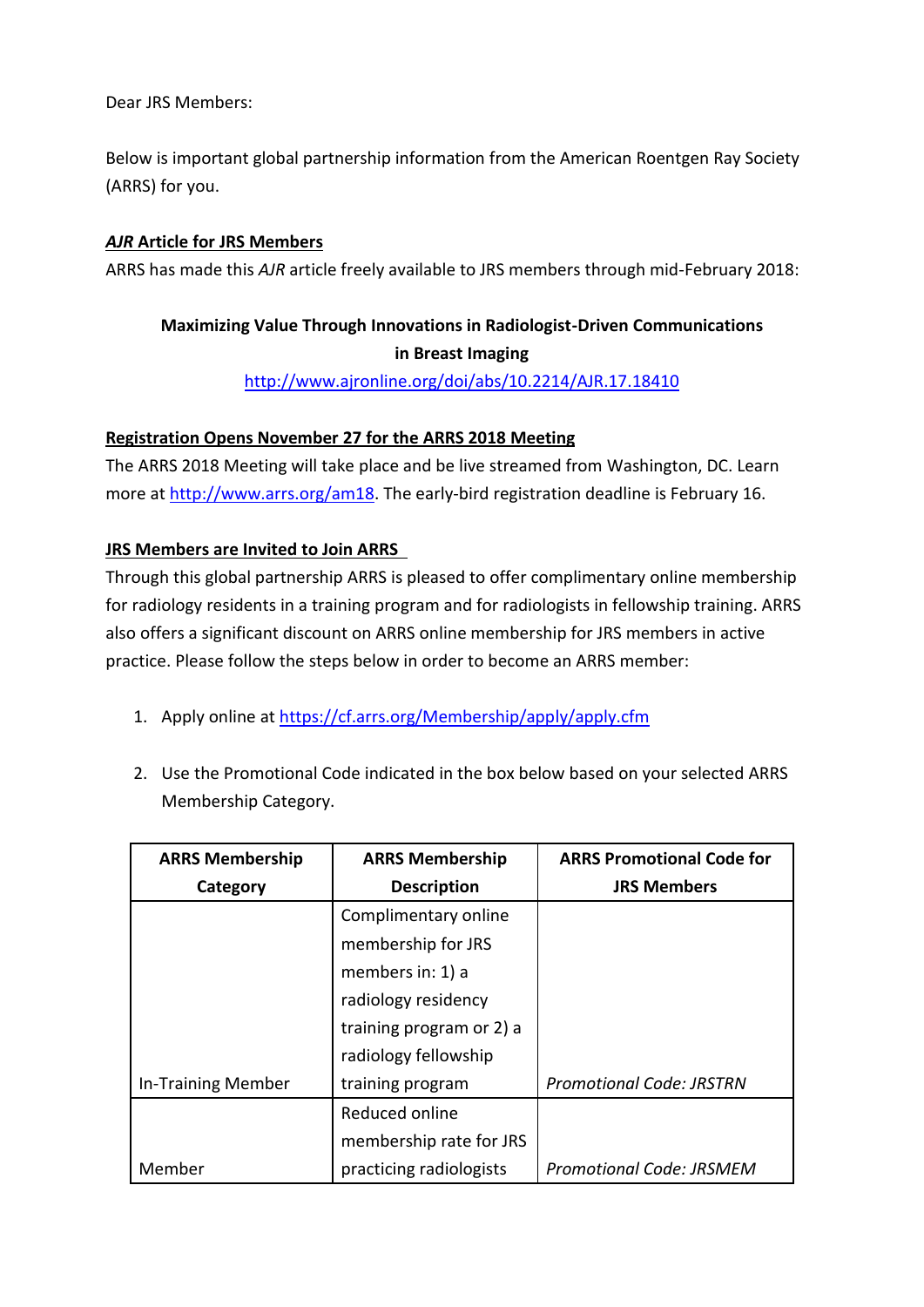Dear JRS Members:

Below is important global partnership information from the American Roentgen Ray Society (ARRS) for you.

***AJR* Article for JRS Members**

ARRS has made this *AJR* article freely available to JRS members through mid-February 2018:

**Maximizing Value Through Innovations in Radiologist-Driven Communications in Breast Imaging**

http://www.ajronline.org/doi/abs/10.2214/AJR.17.18410

**Registration Opens November 27 for the ARRS 2018 Meeting**

The ARRS 2018 Meeting will take place and be live streamed from Washington, DC. Learn more at http://www.arrs.org/am18. The early-bird registration deadline is February 16.

**JRS Members are Invited to Join ARRS**

Through this global partnership ARRS is pleased to offer complimentary online membership for radiology residents in a training program and for radiologists in fellowship training. ARRS also offers a significant discount on ARRS online membership for JRS members in active practice. Please follow the steps below in order to become an ARRS member:

1. Apply online at https://cf.arrs.org/Membership/apply/apply.cfm
2. Use the Promotional Code indicated in the box below based on your selected ARRS Membership Category.

| ARRS Membership Category | ARRS Membership Description | ARRS Promotional Code for JRS Members |
| --- | --- | --- |
| In-Training Member | Complimentary online membership for JRS members in: 1) a radiology residency training program or 2) a radiology fellowship training program | *Promotional Code: JRSTRN* |
| Member | Reduced online membership rate for JRS practicing radiologists | *Promotional Code: JRSMEM* |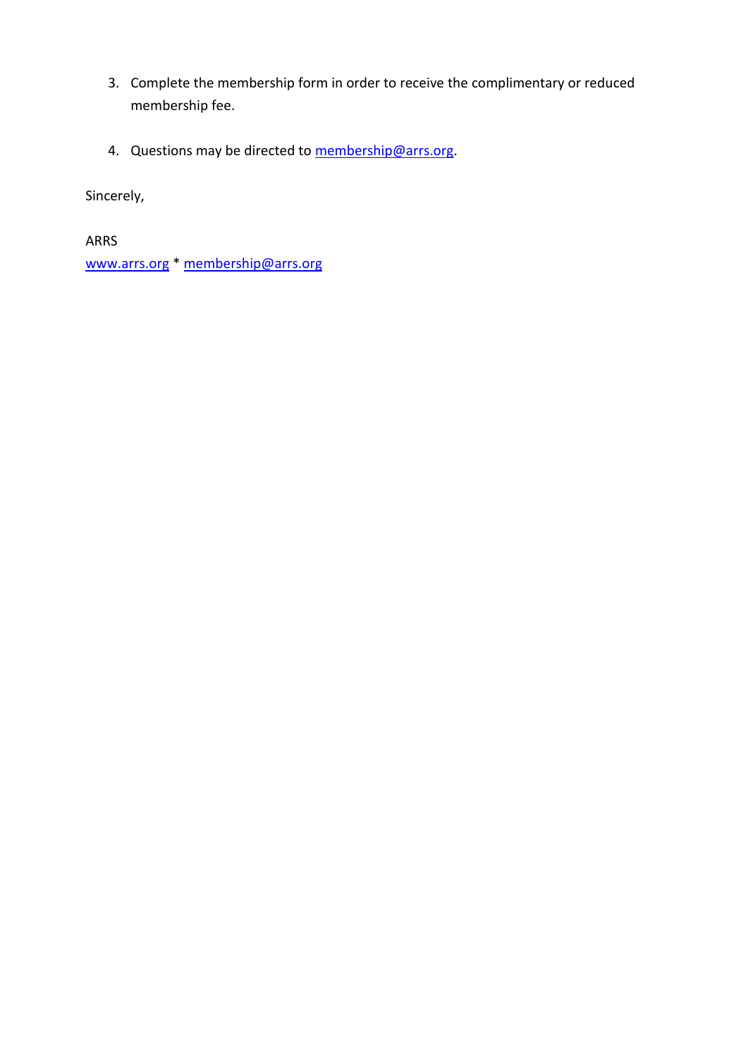3. Complete the membership form in order to receive the complimentary or reduced membership fee.

4. Questions may be directed to membership@arrs.org.

Sincerely,

ARRS
www.arrs.org * membership@arrs.org